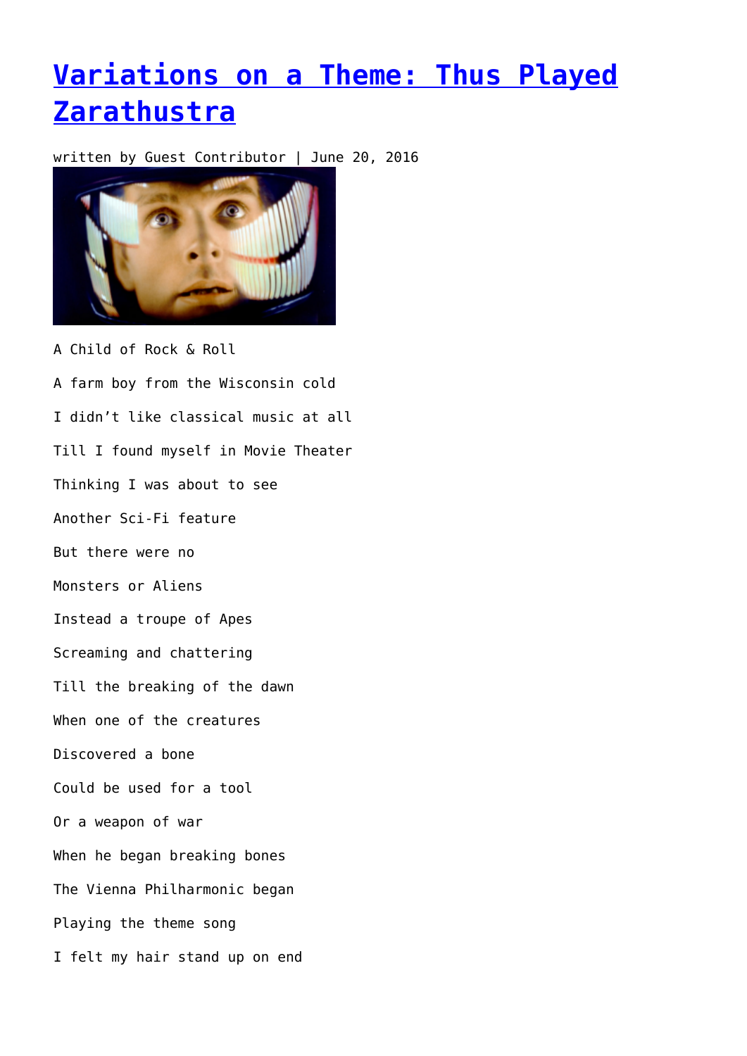# Variations on a Theme: Thus Played Zarathustra

written by Guest Contributor | June 20, 2016

A Child of Rock & Roll

A farm boy from the Wisconsin cold

I didn't like classical music at all

Till I found myself in Movie Theater

Thinking I was about to see

Another Sci-Fi feature

But there were no

Monsters or Aliens

Instead a troupe of Apes

Screaming and chattering

Till the breaking of the dawn

When one of the creatures

Discovered a bone

Could be used for a tool

Or a weapon of war

When he began breaking bones

The Vienna Philharmonic began

Playing the theme song

I felt my hair stand up on end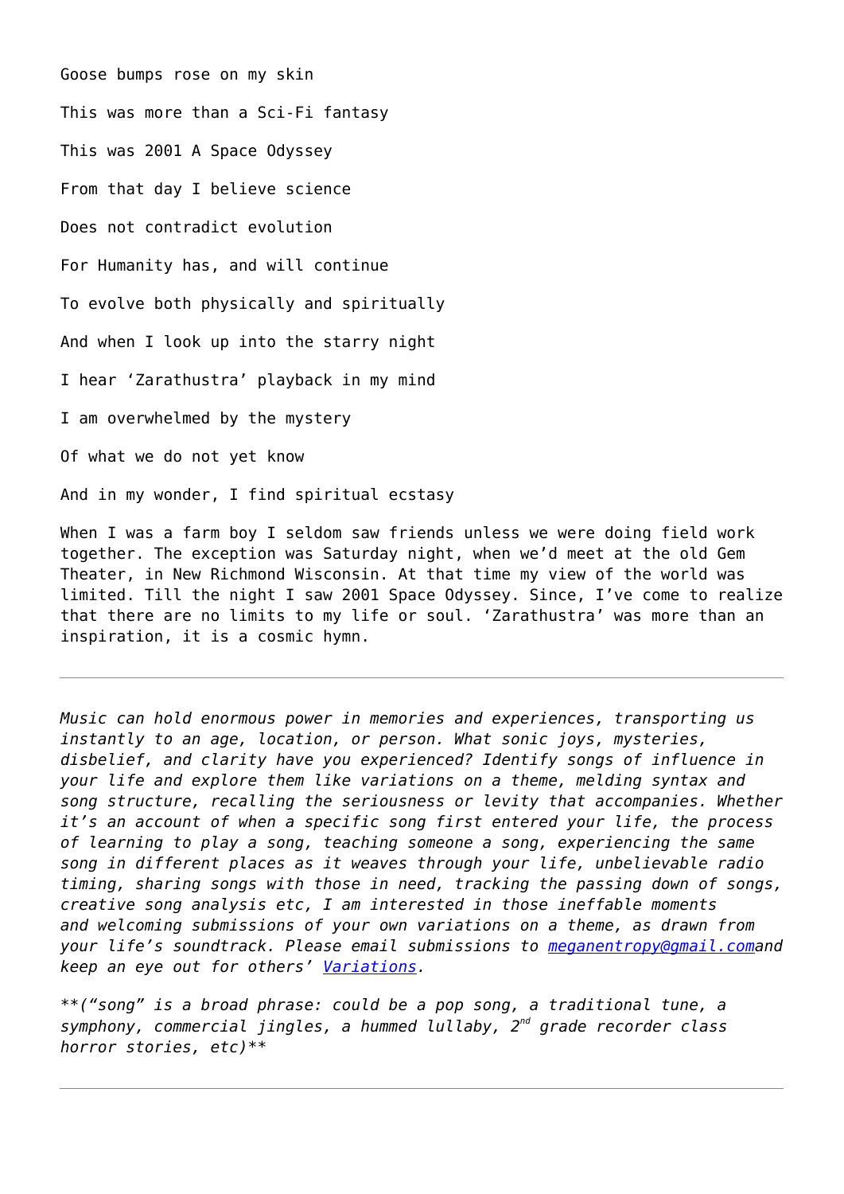Goose bumps rose on my skin

This was more than a Sci-Fi fantasy

This was 2001 A Space Odyssey

From that day I believe science

Does not contradict evolution

For Humanity has, and will continue

To evolve both physically and spiritually

And when I look up into the starry night

I hear 'Zarathustra' playback in my mind

I am overwhelmed by the mystery

Of what we do not yet know

And in my wonder, I find spiritual ecstasy

When I was a farm boy I seldom saw friends unless we were doing field work together. The exception was Saturday night, when we'd meet at the old Gem Theater, in New Richmond Wisconsin. At that time my view of the world was limited. Till the night I saw 2001 Space Odyssey. Since, I've come to realize that there are no limits to my life or soul. 'Zarathustra' was more than an inspiration, it is a cosmic hymn.

---

*Music can hold enormous power in memories and experiences, transporting us instantly to an age, location, or person. What sonic joys, mysteries, disbelief, and clarity have you experienced? Identify songs of influence in your life and explore them like variations on a theme, melding syntax and song structure, recalling the seriousness or levity that accompanies. Whether it's an account of when a specific song first entered your life, the process of learning to play a song, teaching someone a song, experiencing the same song in different places as it weaves through your life, unbelievable radio timing, sharing songs with those in need, tracking the passing down of songs, creative song analysis etc, I am interested in those ineffable moments and welcoming submissions of your own variations on a theme, as drawn from your life's soundtrack. Please email submissions to [meganentropy@gmail.com](mailto:meganentropy@gmail.com)and keep an eye out for others' [Variations](#).*

*\*\*("song" is a broad phrase: could be a pop song, a traditional tune, a symphony, commercial jingles, a hummed lullaby, 2nd grade recorder class horror stories, etc)\*\**

---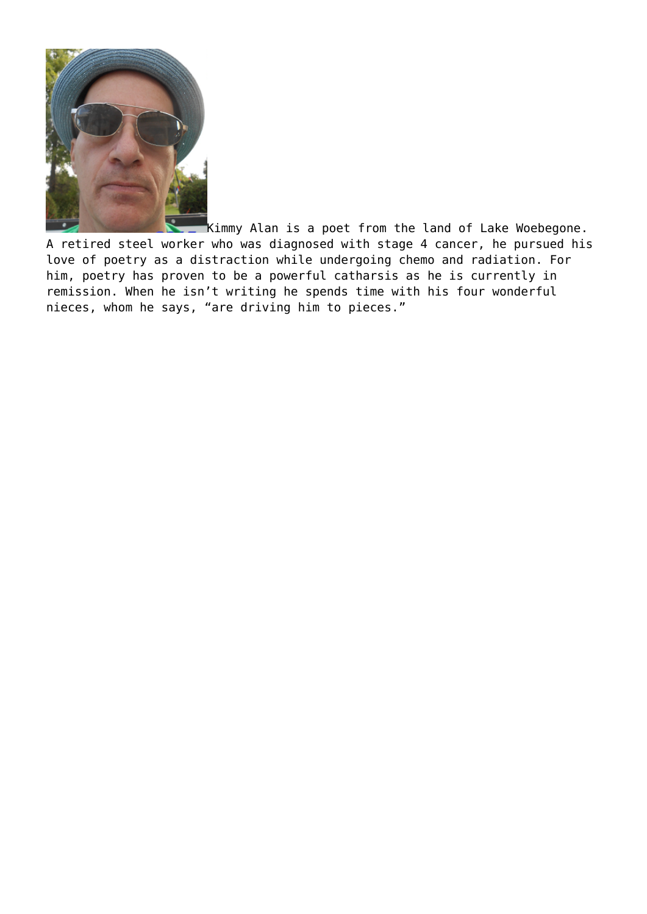Kimmy Alan is a poet from the land of Lake Woebegone. A retired steel worker who was diagnosed with stage 4 cancer, he pursued his love of poetry as a distraction while undergoing chemo and radiation. For him, poetry has proven to be a powerful catharsis as he is currently in remission. When he isn't writing he spends time with his four wonderful nieces, whom he says, "are driving him to pieces."